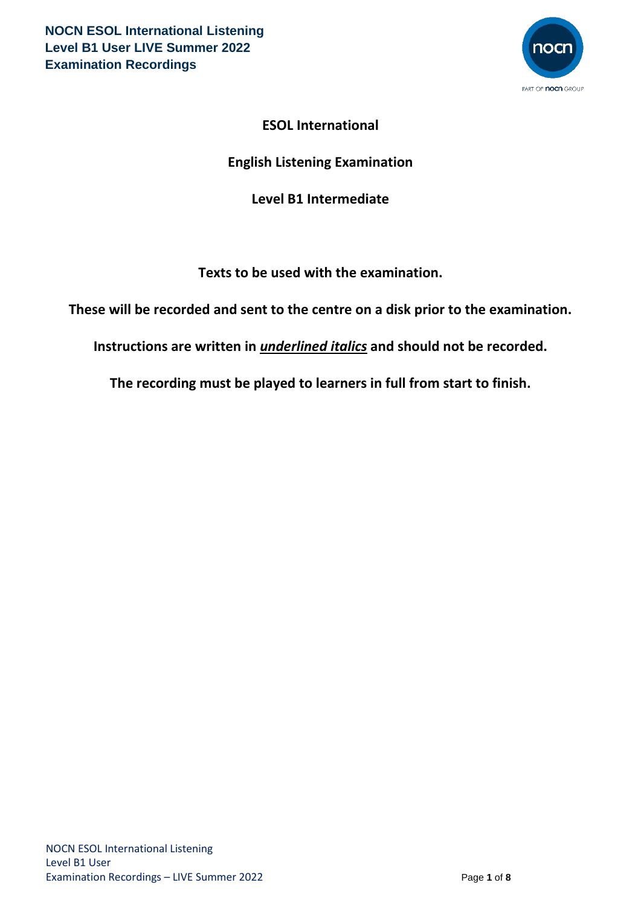# ESOL International

## English Listening Examination

## Level B1 Intermediate

**Texts to be used with the examination.**

**These will be recorded and sent to the centre on a disk prior to the examination.**

**Instructions are written in <u>*underlined italics*</u> and should not be recorded.**

**The recording must be played to learners in full from start to finish.**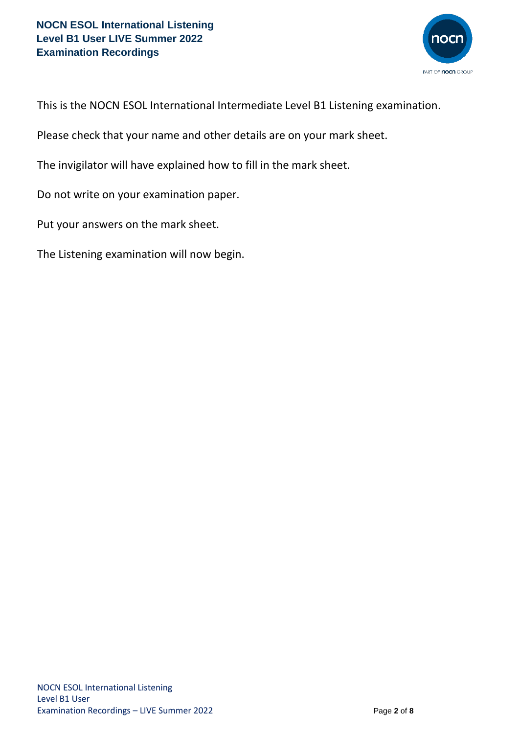This is the NOCN ESOL International Intermediate Level B1 Listening examination.

Please check that your name and other details are on your mark sheet.

The invigilator will have explained how to fill in the mark sheet.

Do not write on your examination paper.

Put your answers on the mark sheet.

The Listening examination will now begin.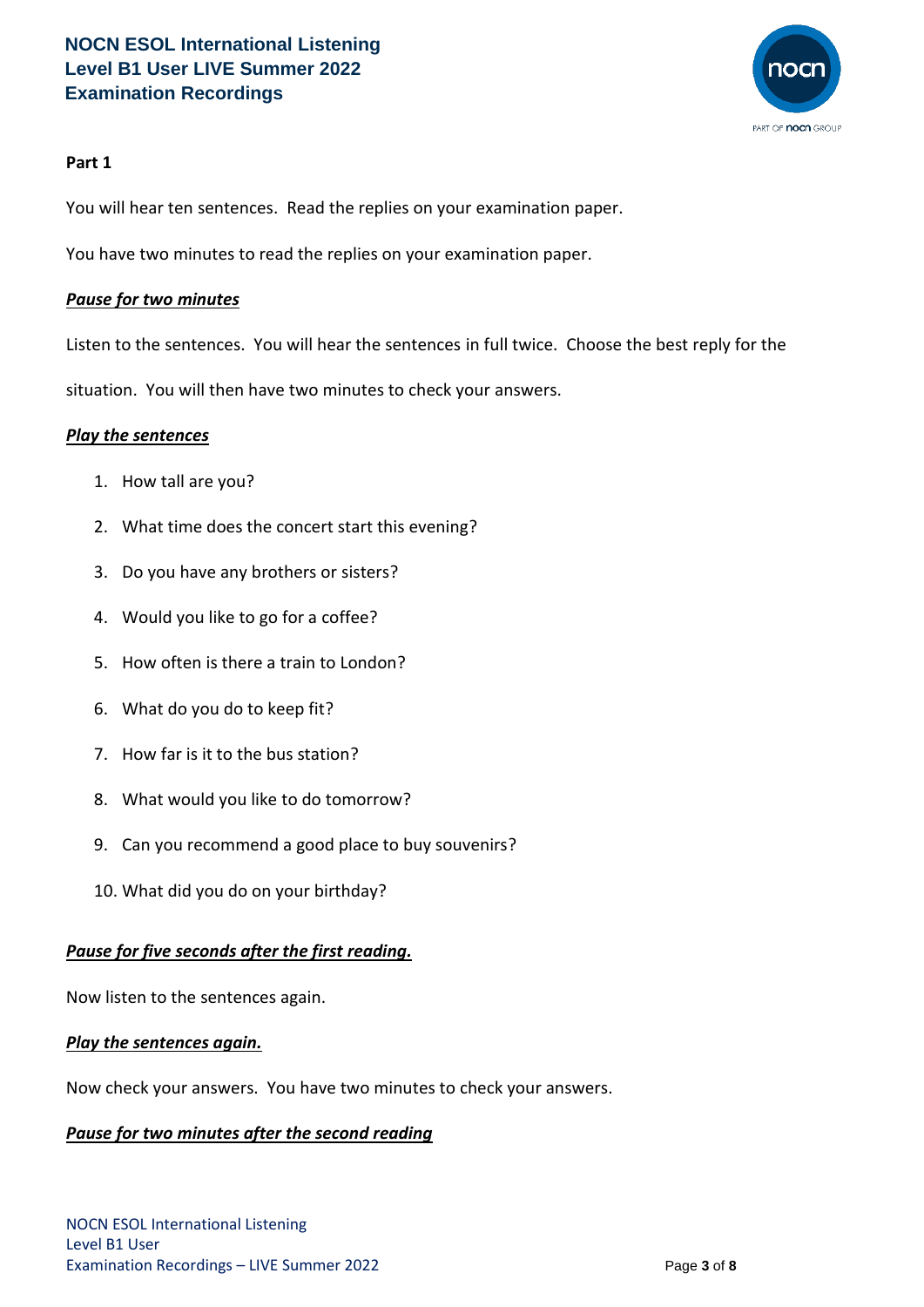## Part 1

You will hear ten sentences. Read the replies on your examination paper.

You have two minutes to read the replies on your examination paper.

***Pause for two minutes***

Listen to the sentences. You will hear the sentences in full twice. Choose the best reply for the situation. You will then have two minutes to check your answers.

***Play the sentences***

1. How tall are you?
2. What time does the concert start this evening?
3. Do you have any brothers or sisters?
4. Would you like to go for a coffee?
5. How often is there a train to London?
6. What do you do to keep fit?
7. How far is it to the bus station?
8. What would you like to do tomorrow?
9. Can you recommend a good place to buy souvenirs?
10. What did you do on your birthday?

***Pause for five seconds after the first reading.***

Now listen to the sentences again.

***Play the sentences again.***

Now check your answers. You have two minutes to check your answers.

***Pause for two minutes after the second reading***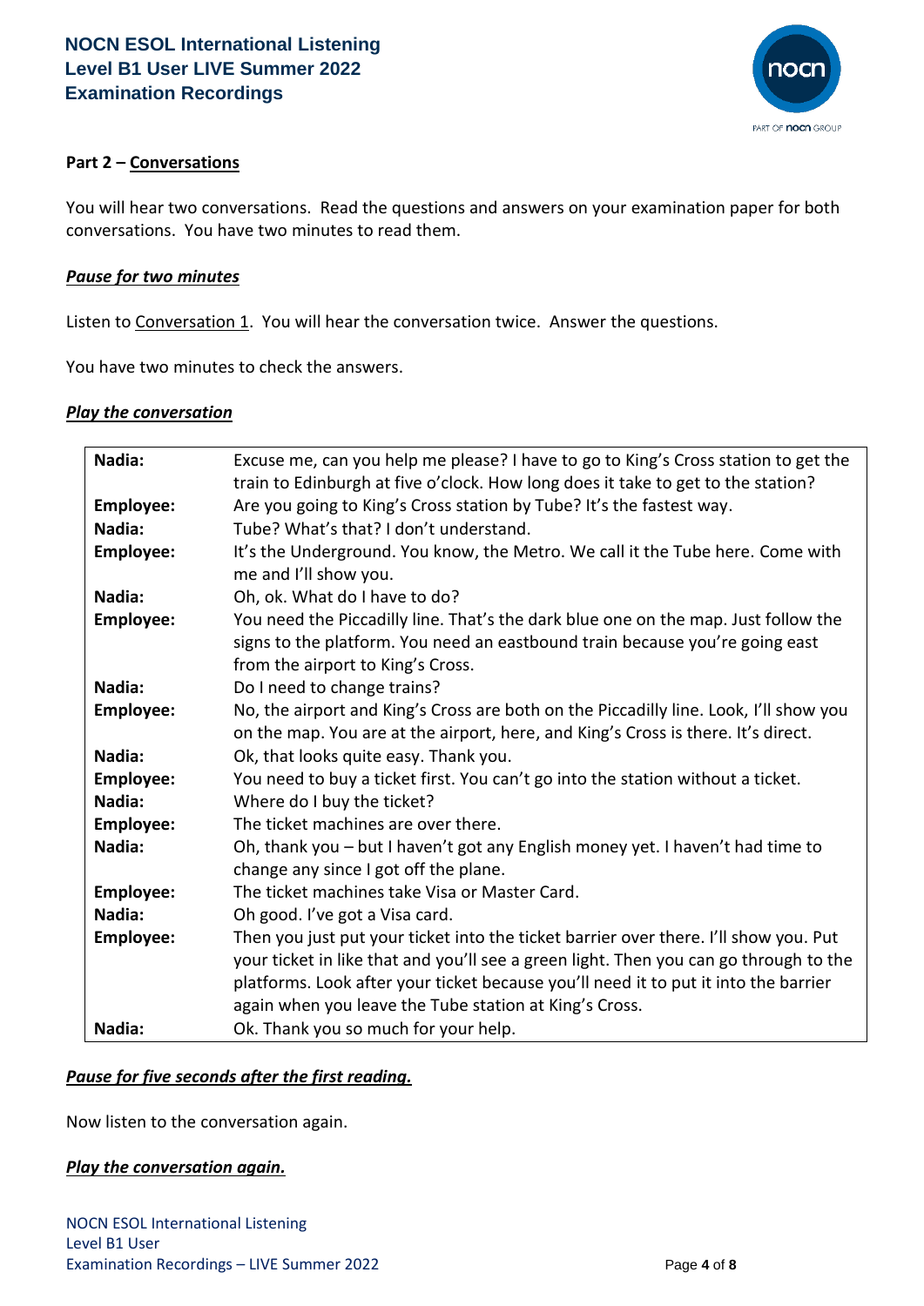**Part 2 – Conversations**

You will hear two conversations. Read the questions and answers on your examination paper for both conversations. You have two minutes to read them.

***Pause for two minutes***

Listen to Conversation 1. You will hear the conversation twice. Answer the questions.

You have two minutes to check the answers.

***Play the conversation***

| | |
|---|---|
| **Nadia:** | Excuse me, can you help me please? I have to go to King's Cross station to get the train to Edinburgh at five o'clock. How long does it take to get to the station? |
| **Employee:** | Are you going to King's Cross station by Tube? It's the fastest way. |
| **Nadia:** | Tube? What's that? I don't understand. |
| **Employee:** | It's the Underground. You know, the Metro. We call it the Tube here. Come with me and I'll show you. |
| **Nadia:** | Oh, ok. What do I have to do? |
| **Employee:** | You need the Piccadilly line. That's the dark blue one on the map. Just follow the signs to the platform. You need an eastbound train because you're going east from the airport to King's Cross. |
| **Nadia:** | Do I need to change trains? |
| **Employee:** | No, the airport and King's Cross are both on the Piccadilly line. Look, I'll show you on the map. You are at the airport, here, and King's Cross is there. It's direct. |
| **Nadia:** | Ok, that looks quite easy. Thank you. |
| **Employee:** | You need to buy a ticket first. You can't go into the station without a ticket. |
| **Nadia:** | Where do I buy the ticket? |
| **Employee:** | The ticket machines are over there. |
| **Nadia:** | Oh, thank you – but I haven't got any English money yet. I haven't had time to change any since I got off the plane. |
| **Employee:** | The ticket machines take Visa or Master Card. |
| **Nadia:** | Oh good. I've got a Visa card. |
| **Employee:** | Then you just put your ticket into the ticket barrier over there. I'll show you. Put your ticket in like that and you'll see a green light. Then you can go through to the platforms. Look after your ticket because you'll need it to put it into the barrier again when you leave the Tube station at King's Cross. |
| **Nadia:** | Ok. Thank you so much for your help. |

***Pause for five seconds after the first reading.***

Now listen to the conversation again.

***Play the conversation again.***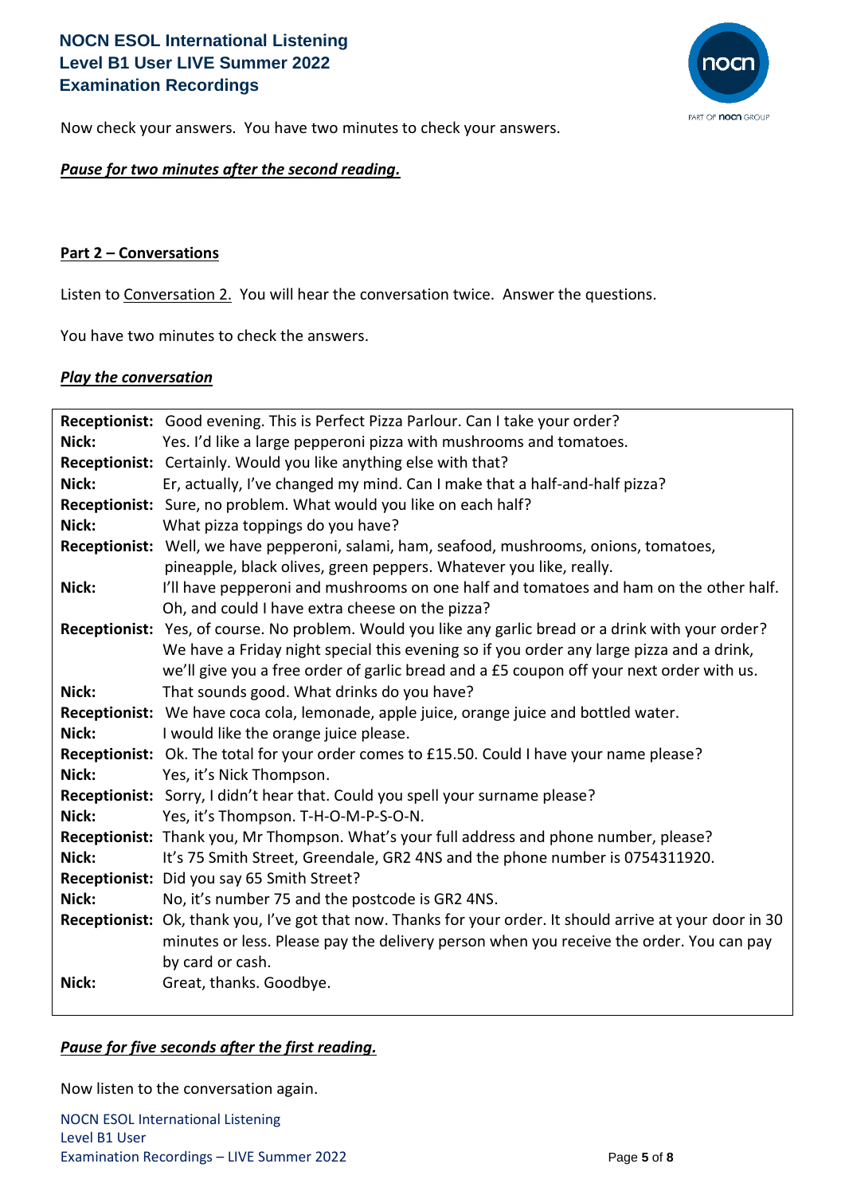Now check your answers. You have two minutes to check your answers.

***Pause for two minutes after the second reading.***

**Part 2 – Conversations**

Listen to Conversation 2. You will hear the conversation twice. Answer the questions.

You have two minutes to check the answers.

***Play the conversation***

| | |
|---|---|
| **Receptionist:** | Good evening. This is Perfect Pizza Parlour. Can I take your order? |
| **Nick:** | Yes. I'd like a large pepperoni pizza with mushrooms and tomatoes. |
| **Receptionist:** | Certainly. Would you like anything else with that? |
| **Nick:** | Er, actually, I've changed my mind. Can I make that a half-and-half pizza? |
| **Receptionist:** | Sure, no problem. What would you like on each half? |
| **Nick:** | What pizza toppings do you have? |
| **Receptionist:** | Well, we have pepperoni, salami, ham, seafood, mushrooms, onions, tomatoes, pineapple, black olives, green peppers. Whatever you like, really. |
| **Nick:** | I'll have pepperoni and mushrooms on one half and tomatoes and ham on the other half. Oh, and could I have extra cheese on the pizza? |
| **Receptionist:** | Yes, of course. No problem. Would you like any garlic bread or a drink with your order? We have a Friday night special this evening so if you order any large pizza and a drink, we'll give you a free order of garlic bread and a £5 coupon off your next order with us. |
| **Nick:** | That sounds good. What drinks do you have? |
| **Receptionist:** | We have coca cola, lemonade, apple juice, orange juice and bottled water. |
| **Nick:** | I would like the orange juice please. |
| **Receptionist:** | Ok. The total for your order comes to £15.50. Could I have your name please? |
| **Nick:** | Yes, it's Nick Thompson. |
| **Receptionist:** | Sorry, I didn't hear that. Could you spell your surname please? |
| **Nick:** | Yes, it's Thompson. T-H-O-M-P-S-O-N. |
| **Receptionist:** | Thank you, Mr Thompson. What's your full address and phone number, please? |
| **Nick:** | It's 75 Smith Street, Greendale, GR2 4NS and the phone number is 0754311920. |
| **Receptionist:** | Did you say 65 Smith Street? |
| **Nick:** | No, it's number 75 and the postcode is GR2 4NS. |
| **Receptionist:** | Ok, thank you, I've got that now. Thanks for your order. It should arrive at your door in 30 minutes or less. Please pay the delivery person when you receive the order. You can pay by card or cash. |
| **Nick:** | Great, thanks. Goodbye. |

***Pause for five seconds after the first reading.***

Now listen to the conversation again.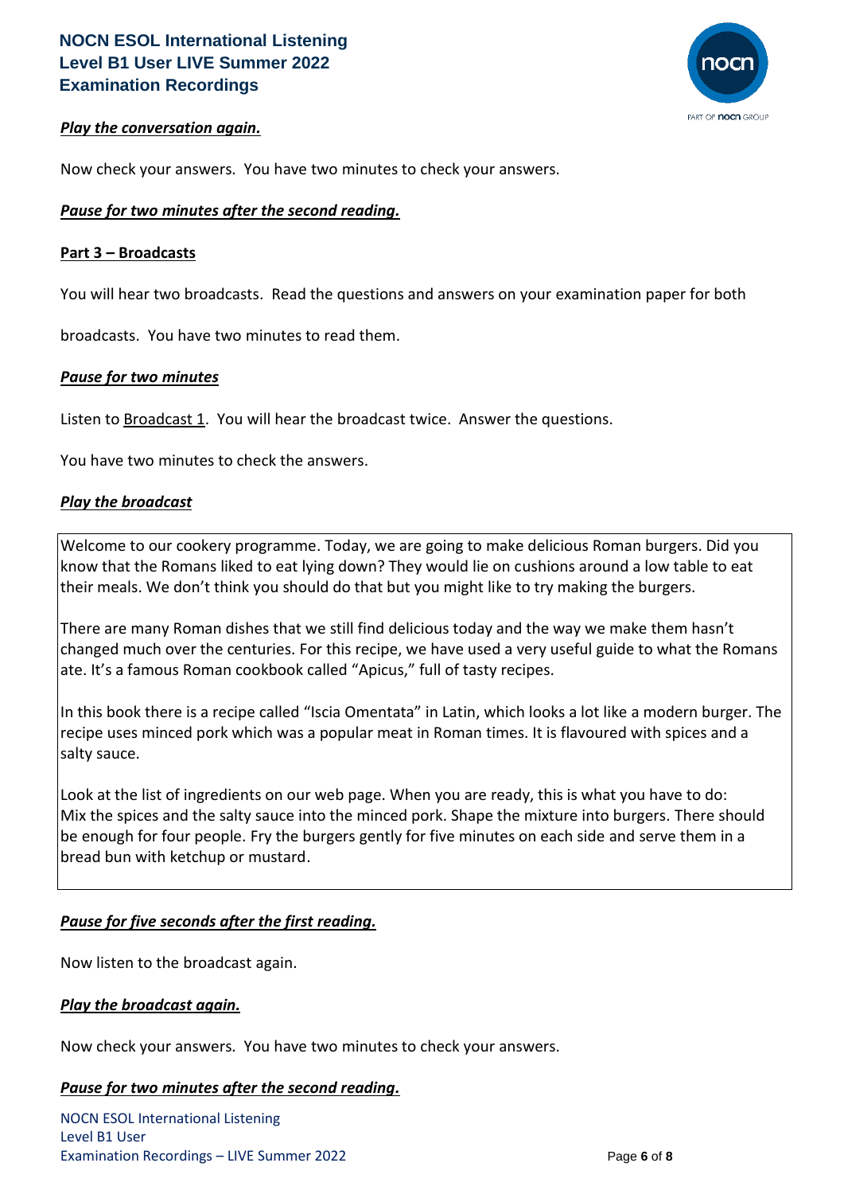***Play the conversation again.***

Now check your answers. You have two minutes to check your answers.

***Pause for two minutes after the second reading.***

**Part 3 – Broadcasts**

You will hear two broadcasts. Read the questions and answers on your examination paper for both broadcasts. You have two minutes to read them.

***Pause for two minutes***

Listen to Broadcast 1. You will hear the broadcast twice. Answer the questions.

You have two minutes to check the answers.

***Play the broadcast***

> Welcome to our cookery programme. Today, we are going to make delicious Roman burgers. Did you know that the Romans liked to eat lying down? They would lie on cushions around a low table to eat their meals. We don't think you should do that but you might like to try making the burgers.
>
> There are many Roman dishes that we still find delicious today and the way we make them hasn't changed much over the centuries. For this recipe, we have used a very useful guide to what the Romans ate. It's a famous Roman cookbook called "Apicus," full of tasty recipes.
>
> In this book there is a recipe called "Iscia Omentata" in Latin, which looks a lot like a modern burger. The recipe uses minced pork which was a popular meat in Roman times. It is flavoured with spices and a salty sauce.
>
> Look at the list of ingredients on our web page. When you are ready, this is what you have to do: Mix the spices and the salty sauce into the minced pork. Shape the mixture into burgers. There should be enough for four people. Fry the burgers gently for five minutes on each side and serve them in a bread bun with ketchup or mustard.

***Pause for five seconds after the first reading.***

Now listen to the broadcast again.

***Play the broadcast again.***

Now check your answers. You have two minutes to check your answers.

***Pause for two minutes after the second reading.***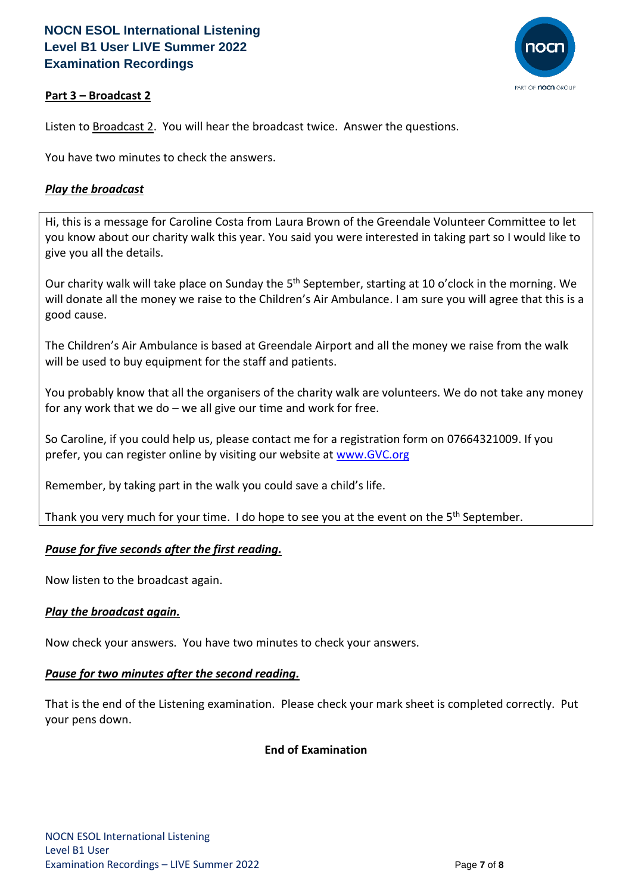## Part 3 – Broadcast 2

Listen to Broadcast 2. You will hear the broadcast twice. Answer the questions.

You have two minutes to check the answers.

***Play the broadcast***

> Hi, this is a message for Caroline Costa from Laura Brown of the Greendale Volunteer Committee to let you know about our charity walk this year. You said you were interested in taking part so I would like to give you all the details.
>
> Our charity walk will take place on Sunday the 5th September, starting at 10 o'clock in the morning. We will donate all the money we raise to the Children's Air Ambulance. I am sure you will agree that this is a good cause.
>
> The Children's Air Ambulance is based at Greendale Airport and all the money we raise from the walk will be used to buy equipment for the staff and patients.
>
> You probably know that all the organisers of the charity walk are volunteers. We do not take any money for any work that we do – we all give our time and work for free.
>
> So Caroline, if you could help us, please contact me for a registration form on 07664321009. If you prefer, you can register online by visiting our website at www.GVC.org
>
> Remember, by taking part in the walk you could save a child's life.
>
> Thank you very much for your time. I do hope to see you at the event on the 5th September.

***Pause for five seconds after the first reading.***

Now listen to the broadcast again.

***Play the broadcast again.***

Now check your answers. You have two minutes to check your answers.

***Pause for two minutes after the second reading.***

That is the end of the Listening examination. Please check your mark sheet is completed correctly. Put your pens down.

**End of Examination**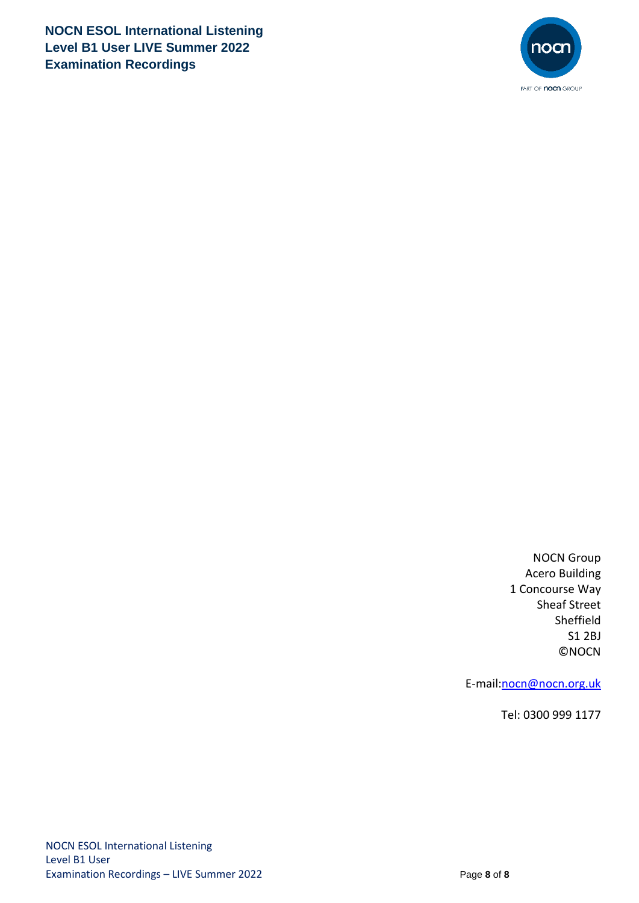NOCN Group
Acero Building
1 Concourse Way
Sheaf Street
Sheffield
S1 2BJ
©NOCN

E-mail:nocn@nocn.org.uk

Tel: 0300 999 1177